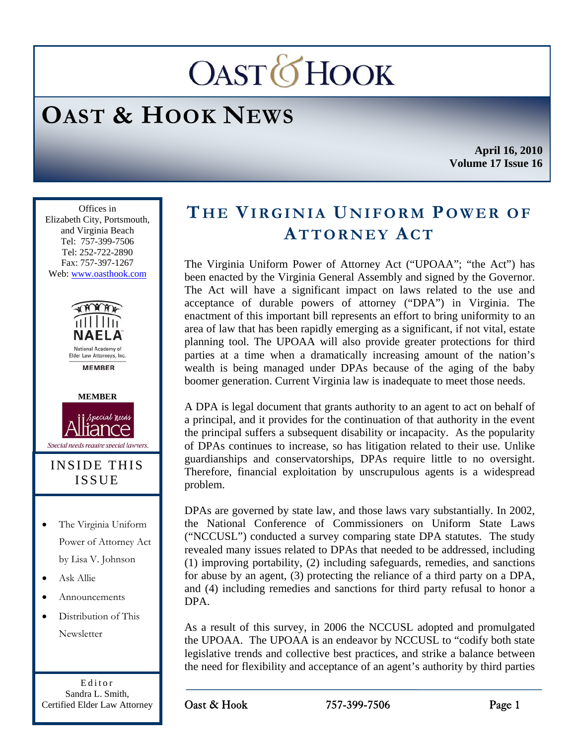# OAST & HOOK NEWS

**April 16, 2010**
**Volume 17 Issue 16**

Offices in Elizabeth City, Portsmouth, and Virginia Beach
Tel: 757-399-7506
Tel: 252-722-2890
Fax: 757-397-1267
Web: www.oasthook.com

NAELA National Academy of Elder Law Attorneys, Inc. MEMBER

MEMBER Special Needs Alliance — Special needs require special lawyers.

## INSIDE THIS ISSUE

- The Virginia Uniform Power of Attorney Act by Lisa V. Johnson
- Ask Allie
- Announcements
- Distribution of This Newsletter

Editor
Sandra L. Smith,
Certified Elder Law Attorney

## THE VIRGINIA UNIFORM POWER OF ATTORNEY ACT

The Virginia Uniform Power of Attorney Act ("UPOAA"; "the Act") has been enacted by the Virginia General Assembly and signed by the Governor. The Act will have a significant impact on laws related to the use and acceptance of durable powers of attorney ("DPA") in Virginia. The enactment of this important bill represents an effort to bring uniformity to an area of law that has been rapidly emerging as a significant, if not vital, estate planning tool. The UPOAA will also provide greater protections for third parties at a time when a dramatically increasing amount of the nation's wealth is being managed under DPAs because of the aging of the baby boomer generation. Current Virginia law is inadequate to meet those needs.

A DPA is legal document that grants authority to an agent to act on behalf of a principal, and it provides for the continuation of that authority in the event the principal suffers a subsequent disability or incapacity. As the popularity of DPAs continues to increase, so has litigation related to their use. Unlike guardianships and conservatorships, DPAs require little to no oversight. Therefore, financial exploitation by unscrupulous agents is a widespread problem.

DPAs are governed by state law, and those laws vary substantially. In 2002, the National Conference of Commissioners on Uniform State Laws ("NCCUSL") conducted a survey comparing state DPA statutes. The study revealed many issues related to DPAs that needed to be addressed, including (1) improving portability, (2) including safeguards, remedies, and sanctions for abuse by an agent, (3) protecting the reliance of a third party on a DPA, and (4) including remedies and sanctions for third party refusal to honor a DPA.

As a result of this survey, in 2006 the NCCUSL adopted and promulgated the UPOAA. The UPOAA is an endeavor by NCCUSL to "codify both state legislative trends and collective best practices, and strike a balance between the need for flexibility and acceptance of an agent's authority by third parties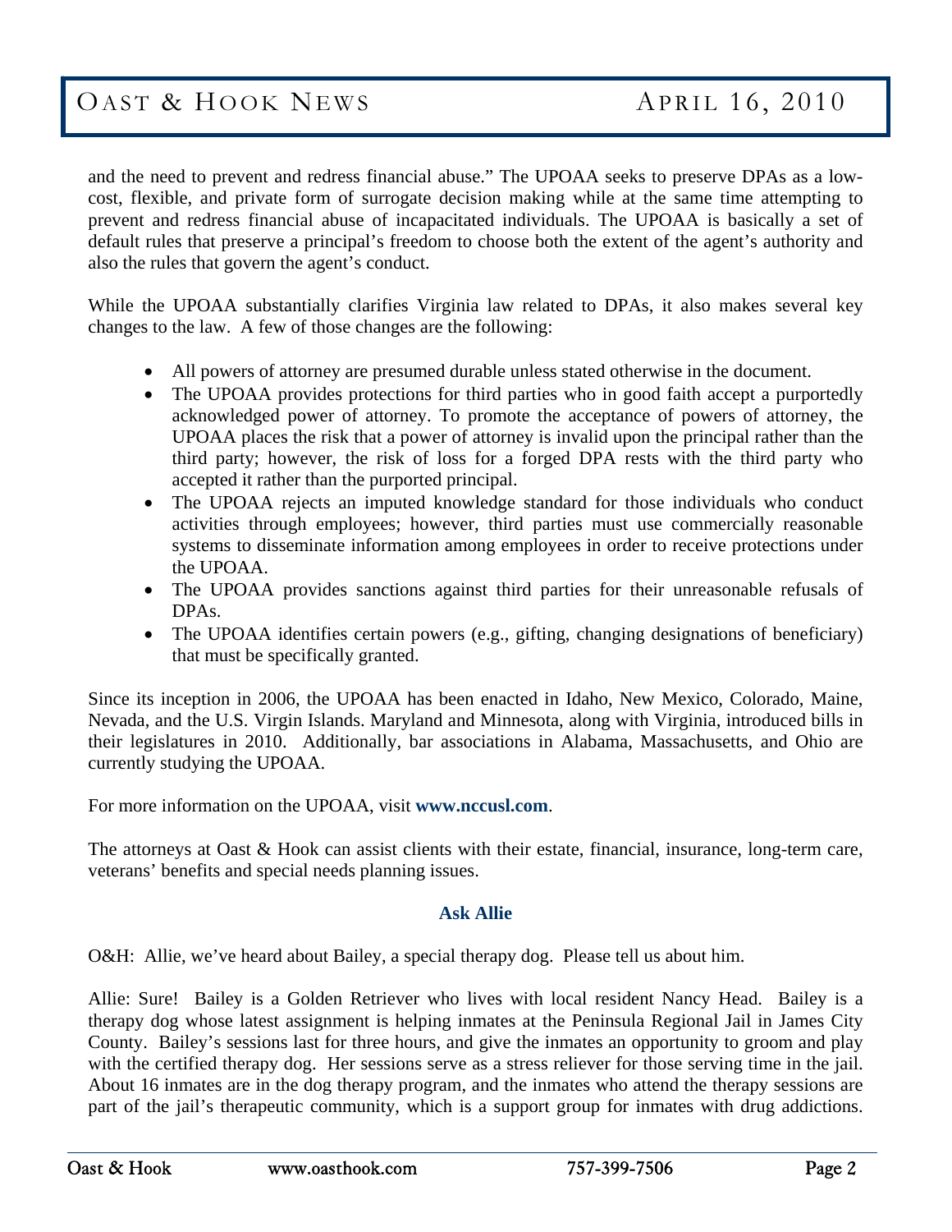and the need to prevent and redress financial abuse." The UPOAA seeks to preserve DPAs as a low-cost, flexible, and private form of surrogate decision making while at the same time attempting to prevent and redress financial abuse of incapacitated individuals. The UPOAA is basically a set of default rules that preserve a principal's freedom to choose both the extent of the agent's authority and also the rules that govern the agent's conduct.

While the UPOAA substantially clarifies Virginia law related to DPAs, it also makes several key changes to the law. A few of those changes are the following:

- All powers of attorney are presumed durable unless stated otherwise in the document.
- The UPOAA provides protections for third parties who in good faith accept a purportedly acknowledged power of attorney. To promote the acceptance of powers of attorney, the UPOAA places the risk that a power of attorney is invalid upon the principal rather than the third party; however, the risk of loss for a forged DPA rests with the third party who accepted it rather than the purported principal.
- The UPOAA rejects an imputed knowledge standard for those individuals who conduct activities through employees; however, third parties must use commercially reasonable systems to disseminate information among employees in order to receive protections under the UPOAA.
- The UPOAA provides sanctions against third parties for their unreasonable refusals of DPAs.
- The UPOAA identifies certain powers (e.g., gifting, changing designations of beneficiary) that must be specifically granted.

Since its inception in 2006, the UPOAA has been enacted in Idaho, New Mexico, Colorado, Maine, Nevada, and the U.S. Virgin Islands. Maryland and Minnesota, along with Virginia, introduced bills in their legislatures in 2010. Additionally, bar associations in Alabama, Massachusetts, and Ohio are currently studying the UPOAA.

For more information on the UPOAA, visit **www.nccusl.com**.

The attorneys at Oast & Hook can assist clients with their estate, financial, insurance, long-term care, veterans' benefits and special needs planning issues.

### Ask Allie

O&H: Allie, we've heard about Bailey, a special therapy dog. Please tell us about him.

Allie: Sure! Bailey is a Golden Retriever who lives with local resident Nancy Head. Bailey is a therapy dog whose latest assignment is helping inmates at the Peninsula Regional Jail in James City County. Bailey's sessions last for three hours, and give the inmates an opportunity to groom and play with the certified therapy dog. Her sessions serve as a stress reliever for those serving time in the jail. About 16 inmates are in the dog therapy program, and the inmates who attend the therapy sessions are part of the jail's therapeutic community, which is a support group for inmates with drug addictions.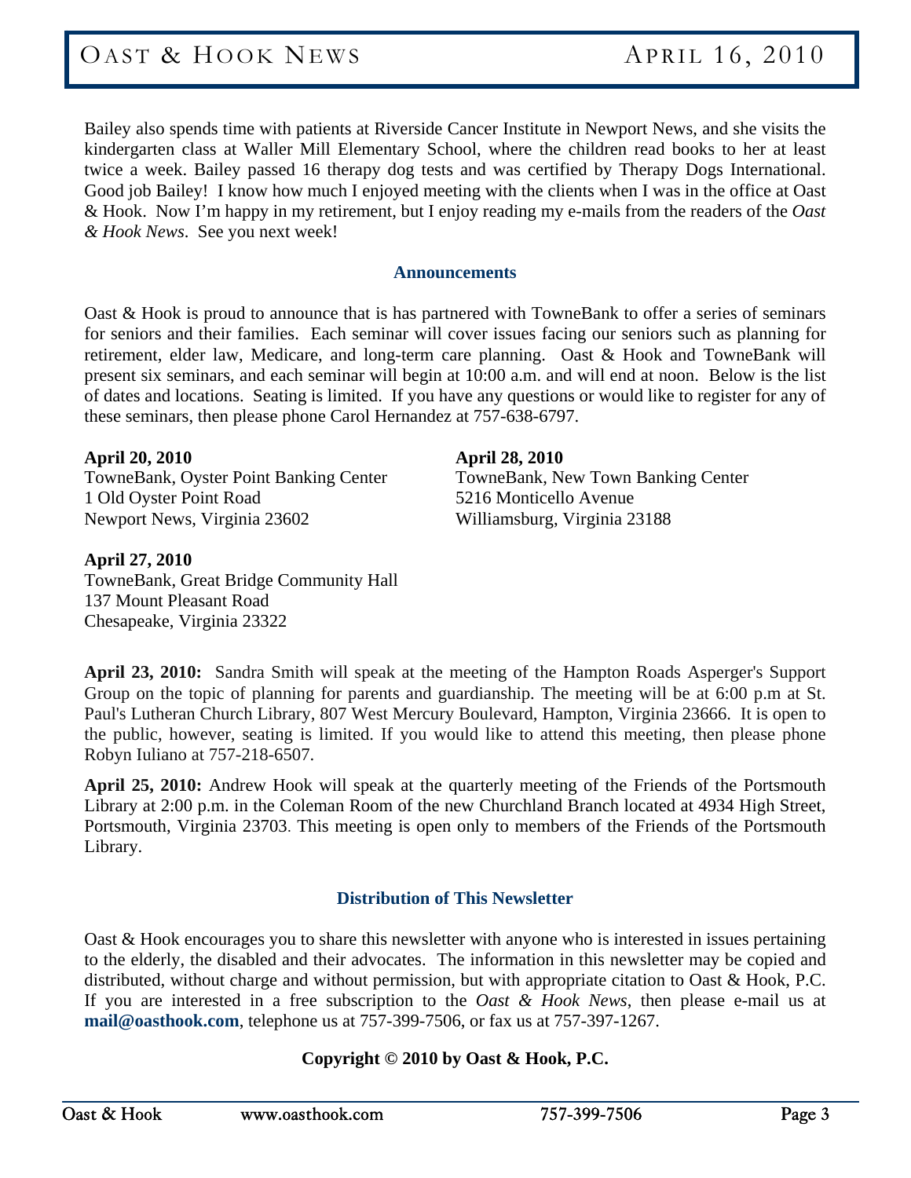Bailey also spends time with patients at Riverside Cancer Institute in Newport News, and she visits the kindergarten class at Waller Mill Elementary School, where the children read books to her at least twice a week. Bailey passed 16 therapy dog tests and was certified by Therapy Dogs International. Good job Bailey! I know how much I enjoyed meeting with the clients when I was in the office at Oast & Hook. Now I'm happy in my retirement, but I enjoy reading my e-mails from the readers of the *Oast & Hook News*. See you next week!

## Announcements

Oast & Hook is proud to announce that is has partnered with TowneBank to offer a series of seminars for seniors and their families. Each seminar will cover issues facing our seniors such as planning for retirement, elder law, Medicare, and long-term care planning. Oast & Hook and TowneBank will present six seminars, and each seminar will begin at 10:00 a.m. and will end at noon. Below is the list of dates and locations. Seating is limited. If you have any questions or would like to register for any of these seminars, then please phone Carol Hernandez at 757-638-6797.

**April 20, 2010**
TowneBank, Oyster Point Banking Center
1 Old Oyster Point Road
Newport News, Virginia 23602

**April 27, 2010**
TowneBank, Great Bridge Community Hall
137 Mount Pleasant Road
Chesapeake, Virginia 23322

**April 28, 2010**
TowneBank, New Town Banking Center
5216 Monticello Avenue
Williamsburg, Virginia 23188

**April 23, 2010:** Sandra Smith will speak at the meeting of the Hampton Roads Asperger's Support Group on the topic of planning for parents and guardianship. The meeting will be at 6:00 p.m at St. Paul's Lutheran Church Library, 807 West Mercury Boulevard, Hampton, Virginia 23666. It is open to the public, however, seating is limited. If you would like to attend this meeting, then please phone Robyn Iuliano at 757-218-6507.

**April 25, 2010:** Andrew Hook will speak at the quarterly meeting of the Friends of the Portsmouth Library at 2:00 p.m. in the Coleman Room of the new Churchland Branch located at 4934 High Street, Portsmouth, Virginia 23703. This meeting is open only to members of the Friends of the Portsmouth Library.

## Distribution of This Newsletter

Oast & Hook encourages you to share this newsletter with anyone who is interested in issues pertaining to the elderly, the disabled and their advocates. The information in this newsletter may be copied and distributed, without charge and without permission, but with appropriate citation to Oast & Hook, P.C. If you are interested in a free subscription to the *Oast & Hook News*, then please e-mail us at **mail@oasthook.com**, telephone us at 757-399-7506, or fax us at 757-397-1267.

**Copyright © 2010 by Oast & Hook, P.C.**